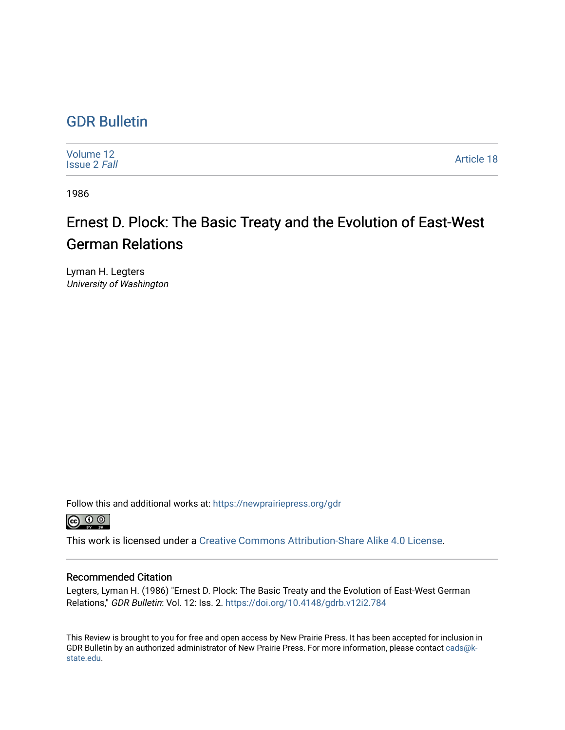# GDR Bulletin

Volume 12
Issue 2 *Fall*

Article 18

1986

## Ernest D. Plock: The Basic Treaty and the Evolution of East-West German Relations

Lyman H. Legters
*University of Washington*

Follow this and additional works at: https://newprairiepress.org/gdr

This work is licensed under a Creative Commons Attribution-Share Alike 4.0 License.

### Recommended Citation

Legters, Lyman H. (1986) "Ernest D. Plock: The Basic Treaty and the Evolution of East-West German Relations," *GDR Bulletin*: Vol. 12: Iss. 2. https://doi.org/10.4148/gdrb.v12i2.784

This Review is brought to you for free and open access by New Prairie Press. It has been accepted for inclusion in GDR Bulletin by an authorized administrator of New Prairie Press. For more information, please contact cads@k-state.edu.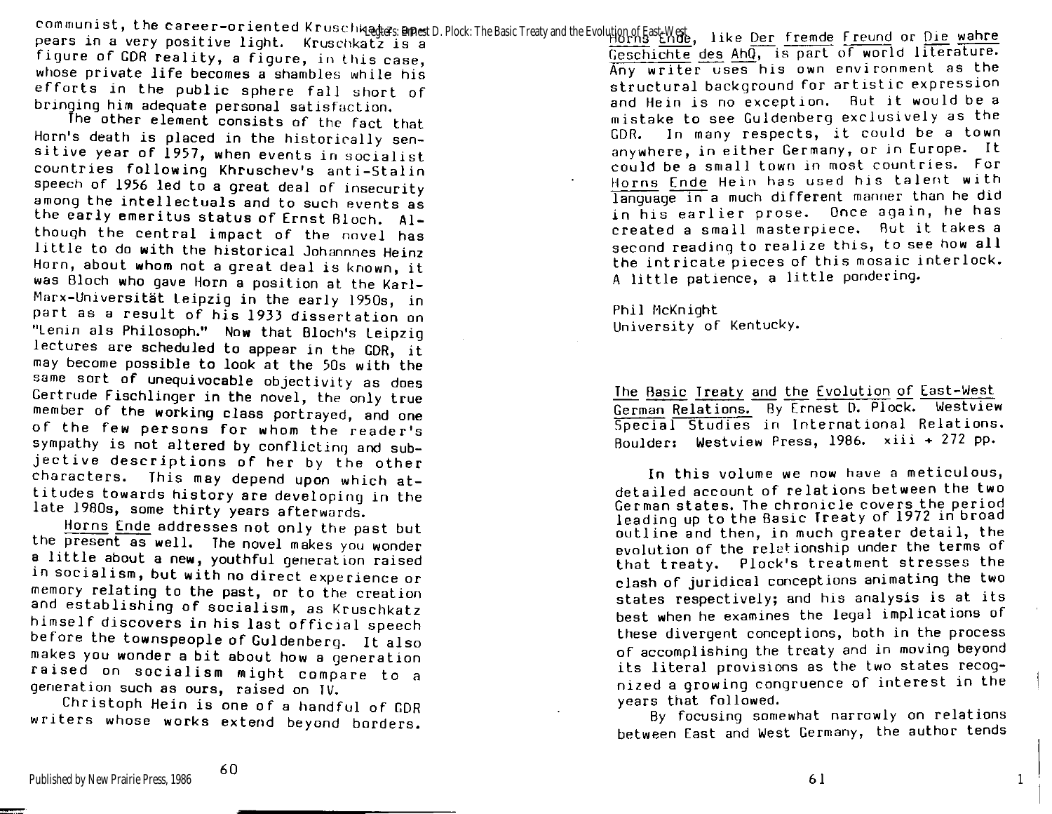communist, the career-oriented Kruschkatz appears in a very positive light. Kruschkatz is a figure of GDR reality, a figure, in this case, whose private life becomes a shambles while his efforts in the public sphere fall short of bringing him adequate personal satisfaction.

The other element consists of the fact that Horn's death is placed in the historically sensitive year of 1957, when events in socialist countries following Khruschev's anti-Stalin speech of 1956 led to a great deal of insecurity among the intellectuals and to such events as the early emeritus status of Ernst Bloch. Although the central impact of the novel has little to do with the historical Johannnes Heinz Horn, about whom not a great deal is known, it was Bloch who gave Horn a position at the Karl-Marx-Universität Leipzig in the early 1950s, in part as a result of his 1933 dissertation on "Lenin als Philosoph." Now that Bloch's Leipzig lectures are scheduled to appear in the GDR, it may become possible to look at the 50s with the same sort of unequivocable objectivity as does Gertrude Fischlinger in the novel, the only true member of the working class portrayed, and one of the few persons for whom the reader's sympathy is not altered by conflicting and subjective descriptions of her by the other characters. This may depend upon which attitudes towards history are developing in the late 1980s, some thirty years afterwards.

*Horns Ende* addresses not only the past but the present as well. The novel makes you wonder a little about a new, youthful generation raised in socialism, but with no direct experience or memory relating to the past, or to the creation and establishing of socialism, as Kruschkatz himself discovers in his last official speech before the townspeople of Guldenberg. It also makes you wonder a bit about how a generation raised on socialism might compare to a generation such as ours, raised on TV.

Christoph Hein is one of a handful of GDR writers whose works extend beyond borders. *Horns Ende*, like *Der fremde Freund* or *Die wahre Geschichte des AhQ*, is part of world literature. Any writer uses his own environment as the structural background for artistic expression and Hein is no exception. But it would be a mistake to see Guldenberg exclusively as the GDR. In many respects, it could be a town anywhere, in either Germany, or in Europe. It could be a small town in most countries. For *Horns Ende* Hein has used his talent with language in a much different manner than he did in his earlier prose. Once again, he has created a small masterpiece. But it takes a second reading to realize this, to see how all the intricate pieces of this mosaic interlock. A little patience, a little pondering.

Phil McKnight
University of Kentucky.

*The Basic Treaty and the Evolution of East-West German Relations.* By Ernest D. Plock. Westview Special Studies in International Relations. Boulder: Westview Press, 1986. xiii + 272 pp.

In this volume we now have a meticulous, detailed account of relations between the two German states. The chronicle covers the period leading up to the Basic Treaty of 1972 in broad outline and then, in much greater detail, the evolution of the relationship under the terms of that treaty. Plock's treatment stresses the clash of juridical conceptions animating the two states respectively; and his analysis is at its best when he examines the legal implications of these divergent conceptions, both in the process of accomplishing the treaty and in moving beyond its literal provisions as the two states recognized a growing congruence of interest in the years that followed.

By focusing somewhat narrowly on relations between East and West Germany, the author tends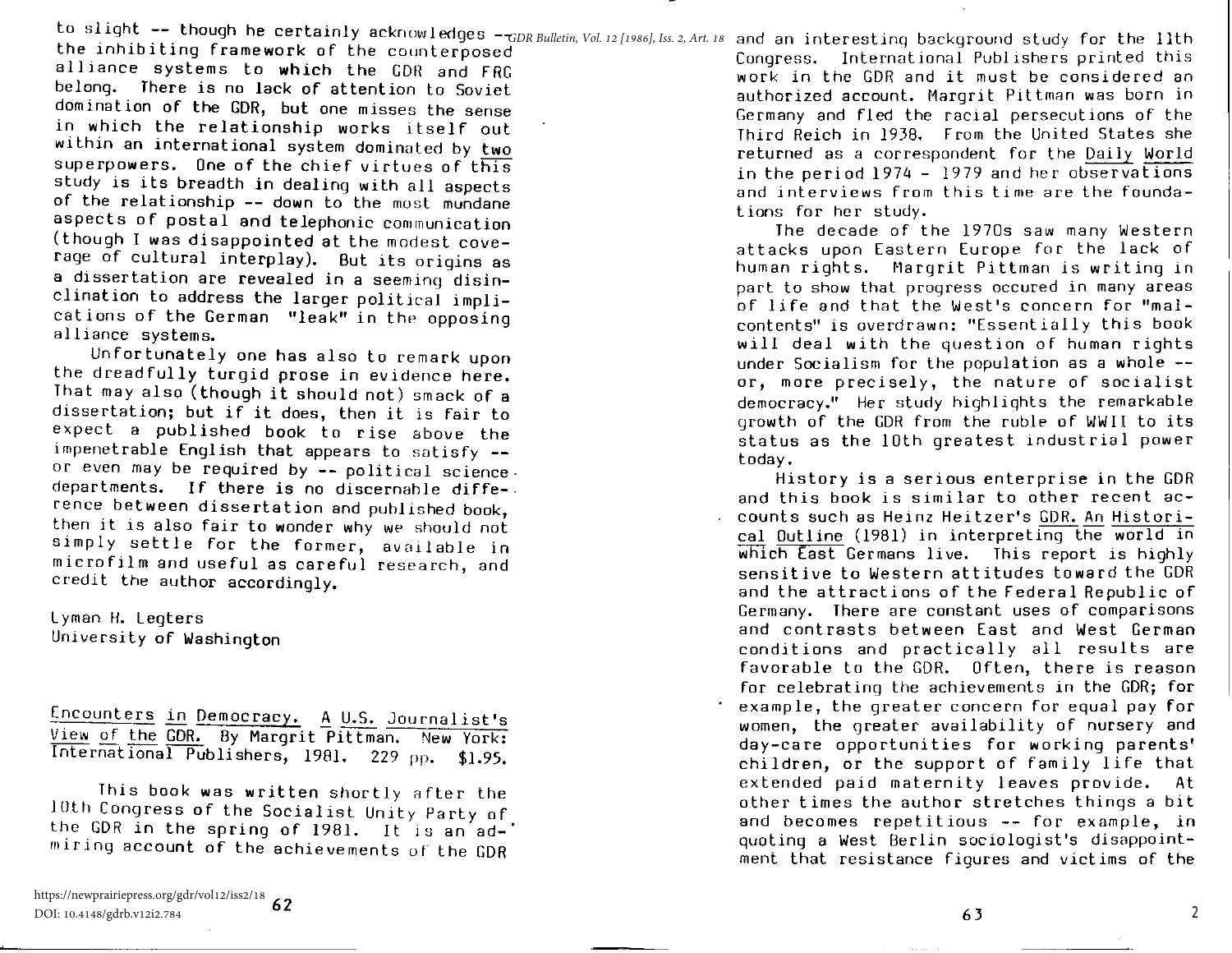to slight -- though he certainly acknowledges -- the inhibiting framework of the counterposed alliance systems to which the GDR and FRG belong. There is no lack of attention to Soviet domination of the GDR, but one misses the sense in which the relationship works itself out within an international system dominated by two superpowers. One of the chief virtues of this study is its breadth in dealing with all aspects of the relationship -- down to the most mundane aspects of postal and telephonic communication (though I was disappointed at the modest coverage of cultural interplay). But its origins as a dissertation are revealed in a seeming disinclination to address the larger political implications of the German "leak" in the opposing alliance systems.

Unfortunately one has also to remark upon the dreadfully turgid prose in evidence here. That may also (though it should not) smack of a dissertation; but if it does, then it is fair to expect a published book to rise above the impenetrable English that appears to satisfy -- or even may be required by -- political science departments. If there is no discernable difference between dissertation and published book, then it is also fair to wonder why we should not simply settle for the former, available in microfilm and useful as careful research, and credit the author accordingly.

Lyman H. Legters
University of Washington

Encounters in Democracy. A U.S. Journalist's View of the GDR. By Margrit Pittman. New York: International Publishers, 1981. 229 pp. $1.95.

This book was written shortly after the 10th Congress of the Socialist Unity Party of the GDR in the spring of 1981. It is an admiring account of the achievements of the GDR and an interesting background study for the 11th Congress. International Publishers printed this work in the GDR and it must be considered an authorized account. Margrit Pittman was born in Germany and fled the racial persecutions of the Third Reich in 1938. From the United States she returned as a correspondent for the Daily World in the period 1974 - 1979 and her observations and interviews from this time are the foundations for her study.

The decade of the 1970s saw many Western attacks upon Eastern Europe for the lack of human rights. Margrit Pittman is writing in part to show that progress occured in many areas of life and that the West's concern for "malcontents" is overdrawn: "Essentially this book will deal with the question of human rights under Socialism for the population as a whole -- or, more precisely, the nature of socialist democracy." Her study highlights the remarkable growth of the GDR from the ruble of WWII to its status as the 10th greatest industrial power today.

History is a serious enterprise in the GDR and this book is similar to other recent accounts such as Heinz Heitzer's GDR. An Historical Outline (1981) in interpreting the world in which East Germans live. This report is highly sensitive to Western attitudes toward the GDR and the attractions of the Federal Republic of Germany. There are constant uses of comparisons and contrasts between East and West German conditions and practically all results are favorable to the GDR. Often, there is reason for celebrating the achievements in the GDR; for example, the greater concern for equal pay for women, the greater availability of nursery and day-care opportunities for working parents' children, or the support of family life that extended paid maternity leaves provide. At other times the author stretches things a bit and becomes repetitious -- for example, in quoting a West Berlin sociologist's disappointment that resistance figures and victims of the